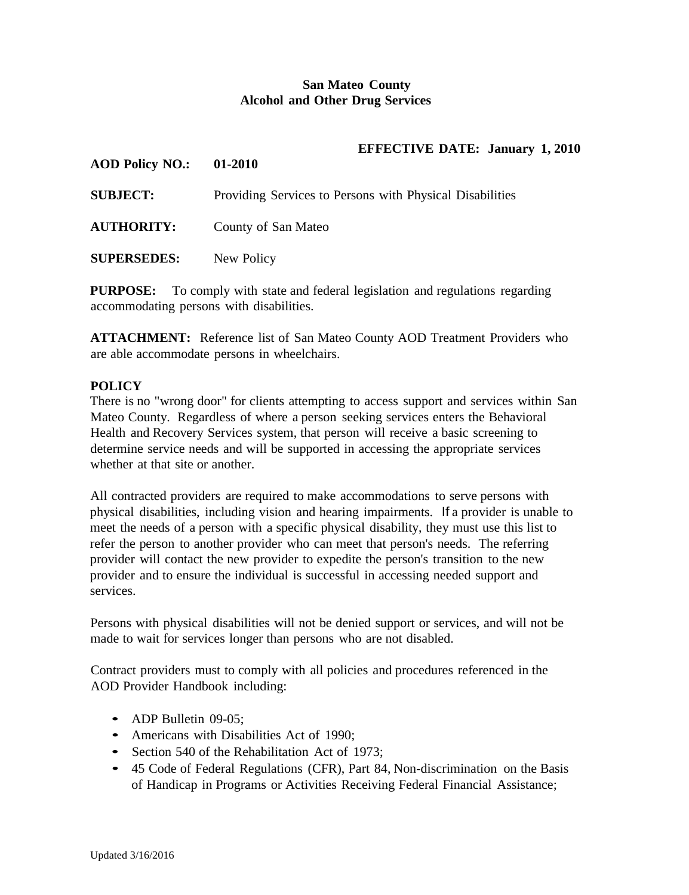**San Mateo County**
**Alcohol and Other Drug Services**

**EFFECTIVE DATE: January 1, 2010**

**AOD Policy NO.:** **01-2010**

**SUBJECT:** Providing Services to Persons with Physical Disabilities

**AUTHORITY:** County of San Mateo

**SUPERSEDES:** New Policy

**PURPOSE:** To comply with state and federal legislation and regulations regarding accommodating persons with disabilities.

**ATTACHMENT:** Reference list of San Mateo County AOD Treatment Providers who are able accommodate persons in wheelchairs.

**POLICY**

There is no "wrong door" for clients attempting to access support and services within San Mateo County. Regardless of where a person seeking services enters the Behavioral Health and Recovery Services system, that person will receive a basic screening to determine service needs and will be supported in accessing the appropriate services whether at that site or another.

All contracted providers are required to make accommodations to serve persons with physical disabilities, including vision and hearing impairments. If a provider is unable to meet the needs of a person with a specific physical disability, they must use this list to refer the person to another provider who can meet that person's needs. The referring provider will contact the new provider to expedite the person's transition to the new provider and to ensure the individual is successful in accessing needed support and services.

Persons with physical disabilities will not be denied support or services, and will not be made to wait for services longer than persons who are not disabled.

Contract providers must to comply with all policies and procedures referenced in the AOD Provider Handbook including:

- ADP Bulletin 09-05;
- Americans with Disabilities Act of 1990;
- Section 540 of the Rehabilitation Act of 1973;
- 45 Code of Federal Regulations (CFR), Part 84, Non-discrimination on the Basis of Handicap in Programs or Activities Receiving Federal Financial Assistance;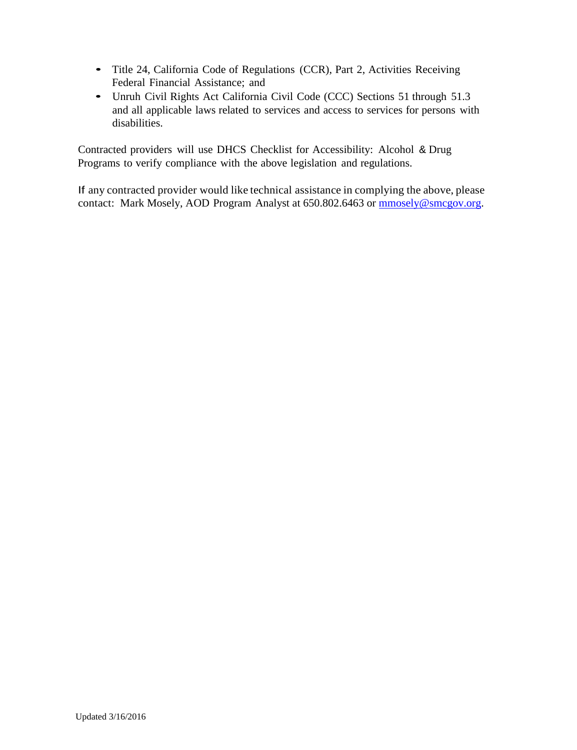- Title 24, California Code of Regulations (CCR), Part 2, Activities Receiving Federal Financial Assistance; and
- Unruh Civil Rights Act California Civil Code (CCC) Sections 51 through 51.3 and all applicable laws related to services and access to services for persons with disabilities.

Contracted providers will use DHCS Checklist for Accessibility: Alcohol & Drug Programs to verify compliance with the above legislation and regulations.

If any contracted provider would like technical assistance in complying the above, please contact: Mark Mosely, AOD Program Analyst at 650.802.6463 or mmosely@smcgov.org.

Updated 3/16/2016